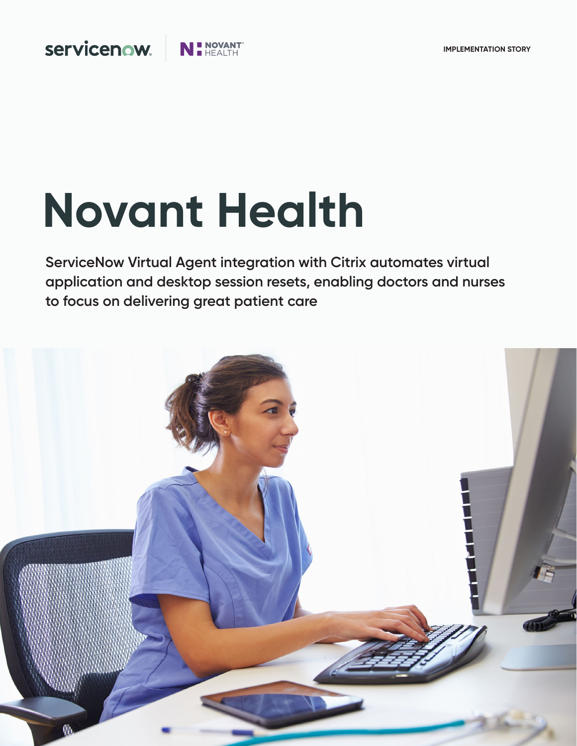IMPLEMENTATION STORY

# Novant Health

ServiceNow Virtual Agent integration with Citrix automates virtual application and desktop session resets, enabling doctors and nurses to focus on delivering great patient care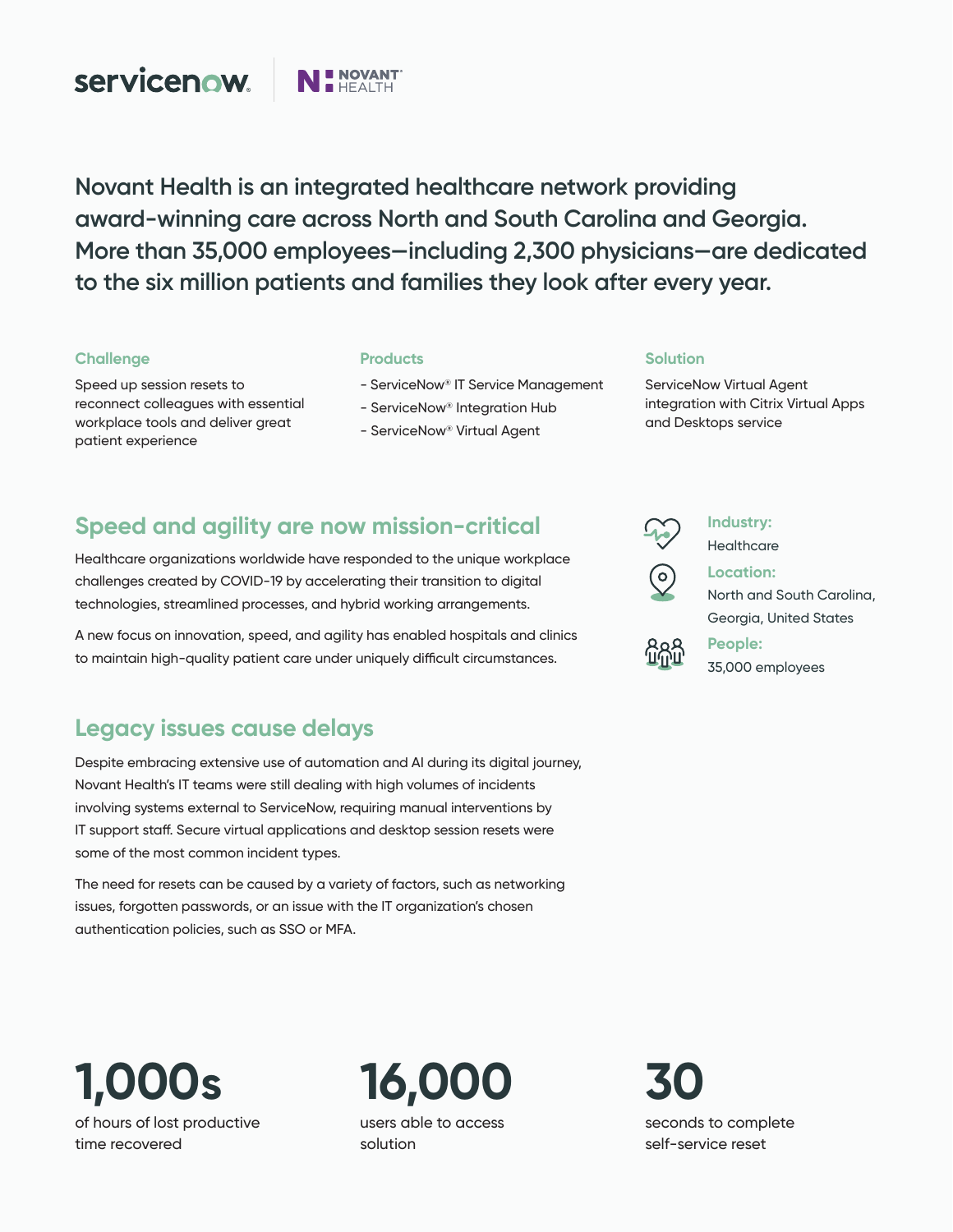servicenow | NOVANT HEALTH

Novant Health is an integrated healthcare network providing award-winning care across North and South Carolina and Georgia. More than 35,000 employees—including 2,300 physicians—are dedicated to the six million patients and families they look after every year.

**Challenge**

Speed up session resets to reconnect colleagues with essential workplace tools and deliver great patient experience

**Products**

- ServiceNow® IT Service Management
- ServiceNow® Integration Hub
- ServiceNow® Virtual Agent

**Solution**

ServiceNow Virtual Agent integration with Citrix Virtual Apps and Desktops service

**Industry:**
Healthcare

**Location:**
North and South Carolina, Georgia, United States

**People:**
35,000 employees

## Speed and agility are now mission-critical

Healthcare organizations worldwide have responded to the unique workplace challenges created by COVID-19 by accelerating their transition to digital technologies, streamlined processes, and hybrid working arrangements.

A new focus on innovation, speed, and agility has enabled hospitals and clinics to maintain high-quality patient care under uniquely difficult circumstances.

## Legacy issues cause delays

Despite embracing extensive use of automation and AI during its digital journey, Novant Health's IT teams were still dealing with high volumes of incidents involving systems external to ServiceNow, requiring manual interventions by IT support staff. Secure virtual applications and desktop session resets were some of the most common incident types.

The need for resets can be caused by a variety of factors, such as networking issues, forgotten passwords, or an issue with the IT organization's chosen authentication policies, such as SSO or MFA.

**1,000s**
of hours of lost productive time recovered

**16,000**
users able to access solution

**30**
seconds to complete self-service reset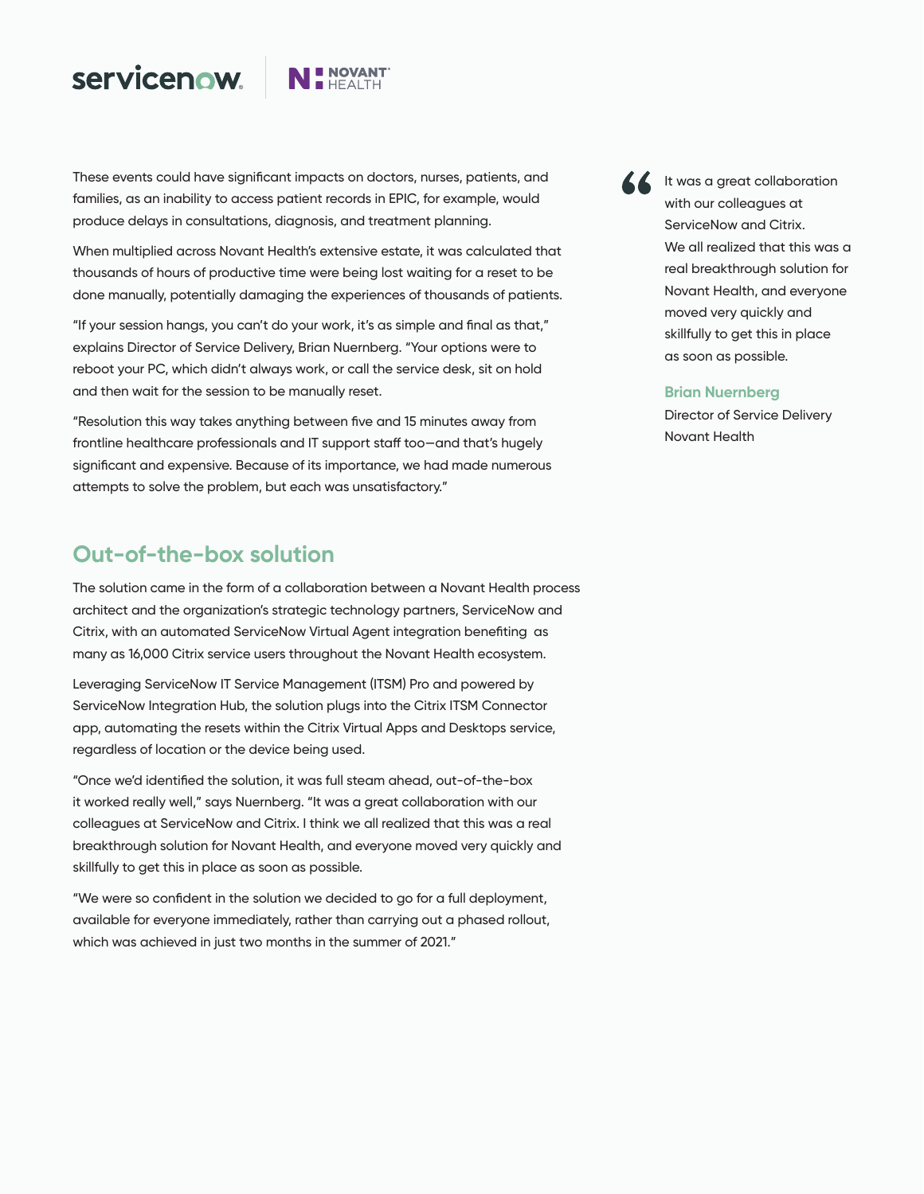These events could have significant impacts on doctors, nurses, patients, and families, as an inability to access patient records in EPIC, for example, would produce delays in consultations, diagnosis, and treatment planning.

When multiplied across Novant Health's extensive estate, it was calculated that thousands of hours of productive time were being lost waiting for a reset to be done manually, potentially damaging the experiences of thousands of patients.

"If your session hangs, you can't do your work, it's as simple and final as that," explains Director of Service Delivery, Brian Nuernberg. "Your options were to reboot your PC, which didn't always work, or call the service desk, sit on hold and then wait for the session to be manually reset.

"Resolution this way takes anything between five and 15 minutes away from frontline healthcare professionals and IT support staff too—and that's hugely significant and expensive. Because of its importance, we had made numerous attempts to solve the problem, but each was unsatisfactory."

> It was a great collaboration with our colleagues at ServiceNow and Citrix. We all realized that this was a real breakthrough solution for Novant Health, and everyone moved very quickly and skillfully to get this in place as soon as possible.
>
> **Brian Nuernberg**
> Director of Service Delivery
> Novant Health

## Out-of-the-box solution

The solution came in the form of a collaboration between a Novant Health process architect and the organization's strategic technology partners, ServiceNow and Citrix, with an automated ServiceNow Virtual Agent integration benefiting as many as 16,000 Citrix service users throughout the Novant Health ecosystem.

Leveraging ServiceNow IT Service Management (ITSM) Pro and powered by ServiceNow Integration Hub, the solution plugs into the Citrix ITSM Connector app, automating the resets within the Citrix Virtual Apps and Desktops service, regardless of location or the device being used.

"Once we'd identified the solution, it was full steam ahead, out-of-the-box it worked really well," says Nuernberg. "It was a great collaboration with our colleagues at ServiceNow and Citrix. I think we all realized that this was a real breakthrough solution for Novant Health, and everyone moved very quickly and skillfully to get this in place as soon as possible.

"We were so confident in the solution we decided to go for a full deployment, available for everyone immediately, rather than carrying out a phased rollout, which was achieved in just two months in the summer of 2021."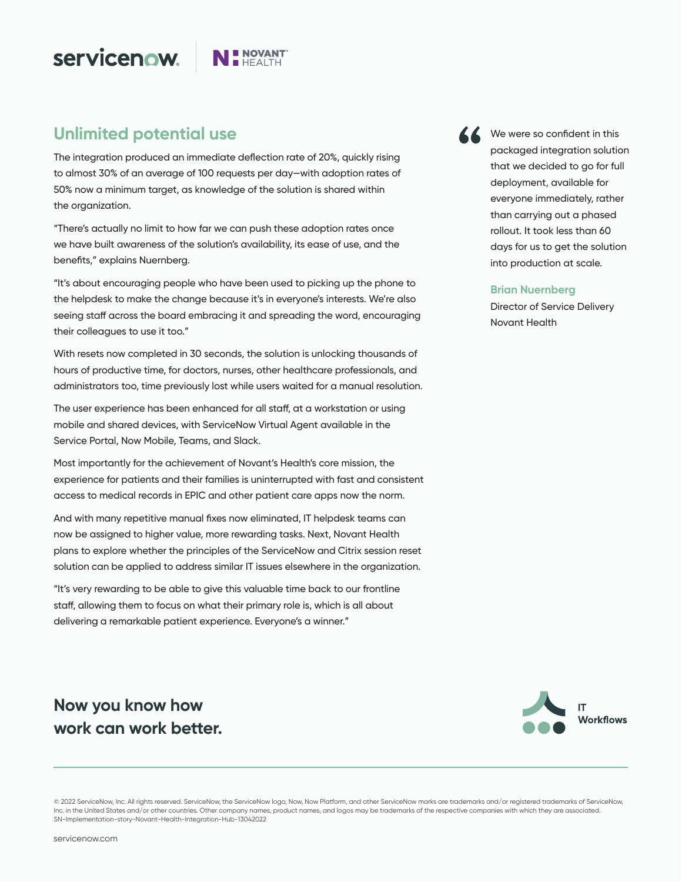## Unlimited potential use

The integration produced an immediate deflection rate of 20%, quickly rising to almost 30% of an average of 100 requests per day—with adoption rates of 50% now a minimum target, as knowledge of the solution is shared within the organization.

"There's actually no limit to how far we can push these adoption rates once we have built awareness of the solution's availability, its ease of use, and the benefits," explains Nuernberg.

"It's about encouraging people who have been used to picking up the phone to the helpdesk to make the change because it's in everyone's interests. We're also seeing staff across the board embracing it and spreading the word, encouraging their colleagues to use it too."

With resets now completed in 30 seconds, the solution is unlocking thousands of hours of productive time, for doctors, nurses, other healthcare professionals, and administrators too, time previously lost while users waited for a manual resolution.

The user experience has been enhanced for all staff, at a workstation or using mobile and shared devices, with ServiceNow Virtual Agent available in the Service Portal, Now Mobile, Teams, and Slack.

Most importantly for the achievement of Novant's Health's core mission, the experience for patients and their families is uninterrupted with fast and consistent access to medical records in EPIC and other patient care apps now the norm.

And with many repetitive manual fixes now eliminated, IT helpdesk teams can now be assigned to higher value, more rewarding tasks. Next, Novant Health plans to explore whether the principles of the ServiceNow and Citrix session reset solution can be applied to address similar IT issues elsewhere in the organization.

"It's very rewarding to be able to give this valuable time back to our frontline staff, allowing them to focus on what their primary role is, which is all about delivering a remarkable patient experience. Everyone's a winner."

> We were so confident in this packaged integration solution that we decided to go for full deployment, available for everyone immediately, rather than carrying out a phased rollout. It took less than 60 days for us to get the solution into production at scale.
>
> **Brian Nuernberg**
> Director of Service Delivery
> Novant Health

**Now you know how work can work better.**

IT Workflows

© 2022 ServiceNow, Inc. All rights reserved. ServiceNow, the ServiceNow logo, Now, Now Platform, and other ServiceNow marks are trademarks and/or registered trademarks of ServiceNow, Inc. in the United States and/or other countries. Other company names, product names, and logos may be trademarks of the respective companies with which they are associated.
SN-Implementation-story-Novant-Health-Integration-Hub-13042022

servicenow.com